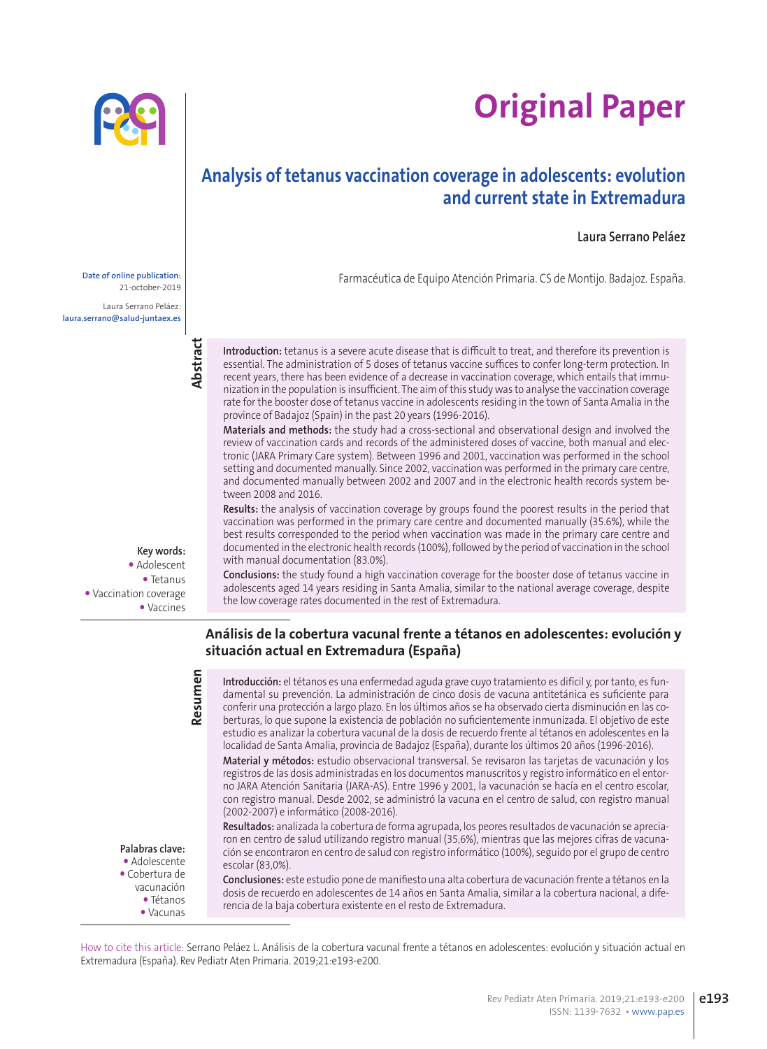# Original Paper

## Analysis of tetanus vaccination coverage in adolescents: evolution and current state in Extremadura

**Laura Serrano Peláez**

Farmacéutica de Equipo Atención Primaria. CS de Montijo. Badajoz. España.

**Date of online publication:** 21-october-2019

Laura Serrano Peláez: laura.serrano@salud-juntaex.es

### Abstract

**Introduction:** tetanus is a severe acute disease that is difficult to treat, and therefore its prevention is essential. The administration of 5 doses of tetanus vaccine suffices to confer long-term protection. In recent years, there has been evidence of a decrease in vaccination coverage, which entails that immunization in the population is insufficient. The aim of this study was to analyse the vaccination coverage rate for the booster dose of tetanus vaccine in adolescents residing in the town of Santa Amalia in the province of Badajoz (Spain) in the past 20 years (1996-2016).

**Materials and methods:** the study had a cross-sectional and observational design and involved the review of vaccination cards and records of the administered doses of vaccine, both manual and electronic (JARA Primary Care system). Between 1996 and 2001, vaccination was performed in the school setting and documented manually. Since 2002, vaccination was performed in the primary care centre, and documented manually between 2002 and 2007 and in the electronic health records system between 2008 and 2016.

**Results:** the analysis of vaccination coverage by groups found the poorest results in the period that vaccination was performed in the primary care centre and documented manually (35.6%), while the best results corresponded to the period when vaccination was made in the primary care centre and documented in the electronic health records (100%), followed by the period of vaccination in the school with manual documentation (83.0%).

**Conclusions:** the study found a high vaccination coverage for the booster dose of tetanus vaccine in adolescents aged 14 years residing in Santa Amalia, similar to the national average coverage, despite the low coverage rates documented in the rest of Extremadura.

**Key words:**
- Adolescent
- Tetanus
- Vaccination coverage
- Vaccines

## Análisis de la cobertura vacunal frente a tétanos en adolescentes: evolución y situación actual en Extremadura (España)

### Resumen

**Introducción:** el tétanos es una enfermedad aguda grave cuyo tratamiento es difícil y, por tanto, es fundamental su prevención. La administración de cinco dosis de vacuna antitetánica es suficiente para conferir una protección a largo plazo. En los últimos años se ha observado cierta disminución en las coberturas, lo que supone la existencia de población no suficientemente inmunizada. El objetivo de este estudio es analizar la cobertura vacunal de la dosis de recuerdo frente al tétanos en adolescentes en la localidad de Santa Amalia, provincia de Badajoz (España), durante los últimos 20 años (1996-2016).

**Material y métodos:** estudio observacional transversal. Se revisaron las tarjetas de vacunación y los registros de las dosis administradas en los documentos manuscritos y registro informático en el entorno JARA Atención Sanitaria (JARA-AS). Entre 1996 y 2001, la vacunación se hacía en el centro escolar, con registro manual. Desde 2002, se administró la vacuna en el centro de salud, con registro manual (2002-2007) e informático (2008-2016).

**Resultados:** analizada la cobertura de forma agrupada, los peores resultados de vacunación se apreciaron en centro de salud utilizando registro manual (35,6%), mientras que las mejores cifras de vacunación se encontraron en centro de salud con registro informático (100%), seguido por el grupo de centro escolar (83,0%).

**Conclusiones:** este estudio pone de manifiesto una alta cobertura de vacunación frente a tétanos en la dosis de recuerdo en adolescentes de 14 años en Santa Amalia, similar a la cobertura nacional, a diferencia de la baja cobertura existente en el resto de Extremadura.

**Palabras clave:**
- Adolescente
- Cobertura de vacunación
- Tétanos
- Vacunas

How to cite this article: Serrano Peláez L. Análisis de la cobertura vacunal frente a tétanos en adolescentes: evolución y situación actual en Extremadura (España). Rev Pediatr Aten Primaria. 2019;21:e193-e200.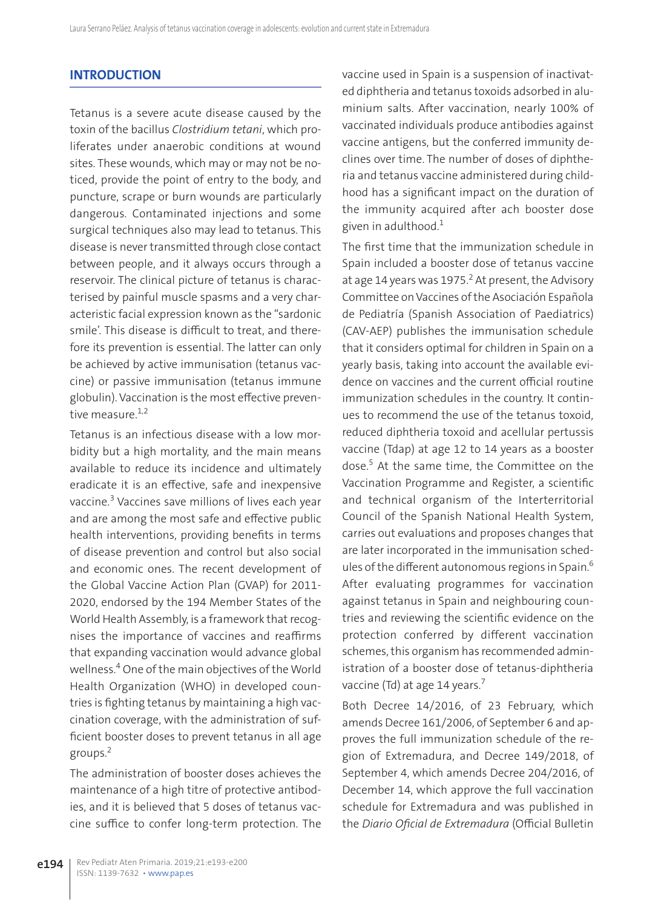## INTRODUCTION

Tetanus is a severe acute disease caused by the toxin of the bacillus *Clostridium tetani*, which proliferates under anaerobic conditions at wound sites. These wounds, which may or may not be noticed, provide the point of entry to the body, and puncture, scrape or burn wounds are particularly dangerous. Contaminated injections and some surgical techniques also may lead to tetanus. This disease is never transmitted through close contact between people, and it always occurs through a reservoir. The clinical picture of tetanus is characterised by painful muscle spasms and a very characteristic facial expression known as the "sardonic smile'. This disease is difficult to treat, and therefore its prevention is essential. The latter can only be achieved by active immunisation (tetanus vaccine) or passive immunisation (tetanus immune globulin). Vaccination is the most effective preventive measure.[1,2]

Tetanus is an infectious disease with a low morbidity but a high mortality, and the main means available to reduce its incidence and ultimately eradicate it is an effective, safe and inexpensive vaccine.[3] Vaccines save millions of lives each year and are among the most safe and effective public health interventions, providing benefits in terms of disease prevention and control but also social and economic ones. The recent development of the Global Vaccine Action Plan (GVAP) for 2011-2020, endorsed by the 194 Member States of the World Health Assembly, is a framework that recognises the importance of vaccines and reaffirms that expanding vaccination would advance global wellness.[4] One of the main objectives of the World Health Organization (WHO) in developed countries is fighting tetanus by maintaining a high vaccination coverage, with the administration of sufficient booster doses to prevent tetanus in all age groups.[2]

The administration of booster doses achieves the maintenance of a high titre of protective antibodies, and it is believed that 5 doses of tetanus vaccine suffice to confer long-term protection. The vaccine used in Spain is a suspension of inactivated diphtheria and tetanus toxoids adsorbed in aluminium salts. After vaccination, nearly 100% of vaccinated individuals produce antibodies against vaccine antigens, but the conferred immunity declines over time. The number of doses of diphtheria and tetanus vaccine administered during childhood has a significant impact on the duration of the immunity acquired after ach booster dose given in adulthood.[1]

The first time that the immunization schedule in Spain included a booster dose of tetanus vaccine at age 14 years was 1975.[2] At present, the Advisory Committee on Vaccines of the Asociación Española de Pediatría (Spanish Association of Paediatrics) (CAV-AEP) publishes the immunisation schedule that it considers optimal for children in Spain on a yearly basis, taking into account the available evidence on vaccines and the current official routine immunization schedules in the country. It continues to recommend the use of the tetanus toxoid, reduced diphtheria toxoid and acellular pertussis vaccine (Tdap) at age 12 to 14 years as a booster dose.[5] At the same time, the Committee on the Vaccination Programme and Register, a scientific and technical organism of the Interterritorial Council of the Spanish National Health System, carries out evaluations and proposes changes that are later incorporated in the immunisation schedules of the different autonomous regions in Spain.[6] After evaluating programmes for vaccination against tetanus in Spain and neighbouring countries and reviewing the scientific evidence on the protection conferred by different vaccination schemes, this organism has recommended administration of a booster dose of tetanus-diphtheria vaccine (Td) at age 14 years.[7]

Both Decree 14/2016, of 23 February, which amends Decree 161/2006, of September 6 and approves the full immunization schedule of the region of Extremadura, and Decree 149/2018, of September 4, which amends Decree 204/2016, of December 14, which approve the full vaccination schedule for Extremadura and was published in the *Diario Oficial de Extremadura* (Official Bulletin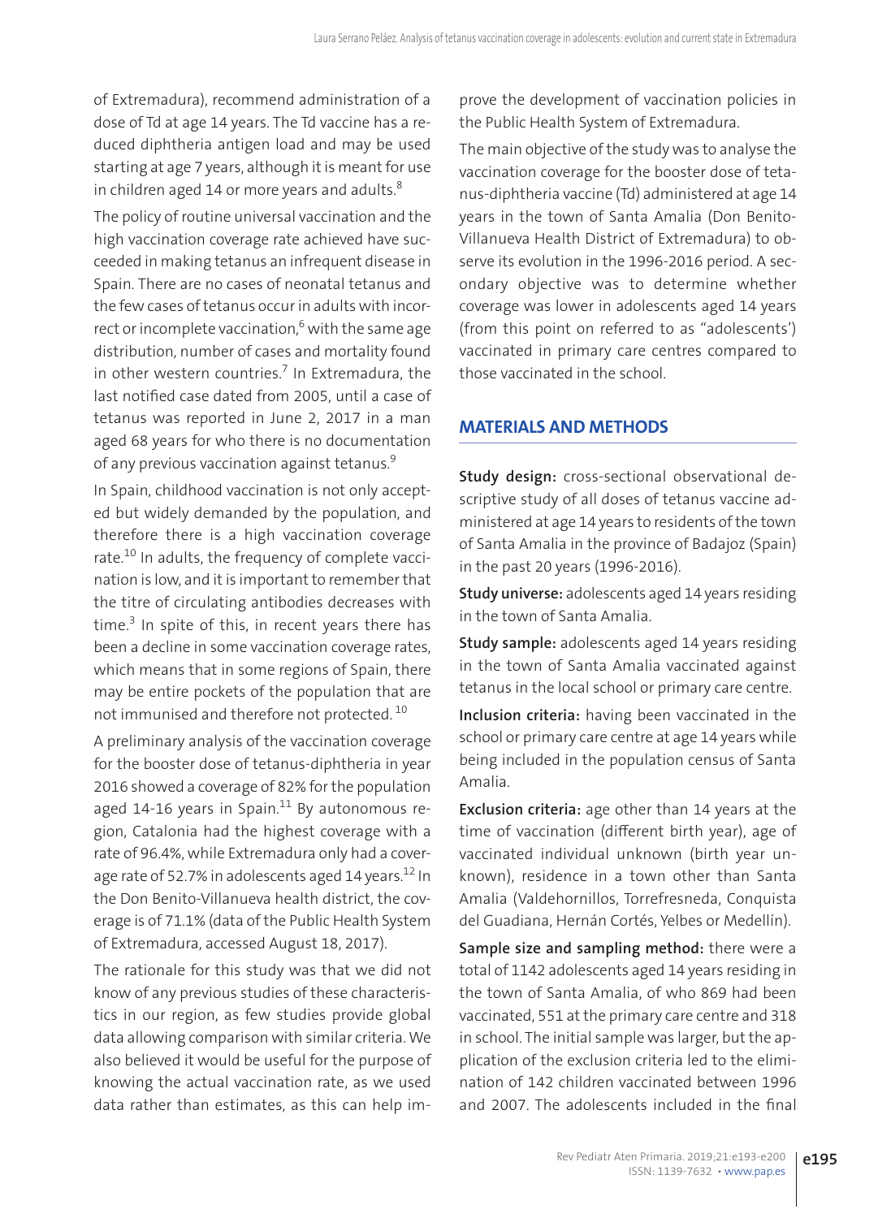of Extremadura), recommend administration of a dose of Td at age 14 years. The Td vaccine has a reduced diphtheria antigen load and may be used starting at age 7 years, although it is meant for use in children aged 14 or more years and adults.[8]

The policy of routine universal vaccination and the high vaccination coverage rate achieved have succeeded in making tetanus an infrequent disease in Spain. There are no cases of neonatal tetanus and the few cases of tetanus occur in adults with incorrect or incomplete vaccination,[6] with the same age distribution, number of cases and mortality found in other western countries.[7] In Extremadura, the last notified case dated from 2005, until a case of tetanus was reported in June 2, 2017 in a man aged 68 years for who there is no documentation of any previous vaccination against tetanus.[9]

In Spain, childhood vaccination is not only accepted but widely demanded by the population, and therefore there is a high vaccination coverage rate.[10] In adults, the frequency of complete vaccination is low, and it is important to remember that the titre of circulating antibodies decreases with time.[3] In spite of this, in recent years there has been a decline in some vaccination coverage rates, which means that in some regions of Spain, there may be entire pockets of the population that are not immunised and therefore not protected.[10]

A preliminary analysis of the vaccination coverage for the booster dose of tetanus-diphtheria in year 2016 showed a coverage of 82% for the population aged 14-16 years in Spain.[11] By autonomous region, Catalonia had the highest coverage with a rate of 96.4%, while Extremadura only had a coverage rate of 52.7% in adolescents aged 14 years.[12] In the Don Benito-Villanueva health district, the coverage is of 71.1% (data of the Public Health System of Extremadura, accessed August 18, 2017).

The rationale for this study was that we did not know of any previous studies of these characteristics in our region, as few studies provide global data allowing comparison with similar criteria. We also believed it would be useful for the purpose of knowing the actual vaccination rate, as we used data rather than estimates, as this can help improve the development of vaccination policies in the Public Health System of Extremadura.

The main objective of the study was to analyse the vaccination coverage for the booster dose of tetanus-diphtheria vaccine (Td) administered at age 14 years in the town of Santa Amalia (Don Benito-Villanueva Health District of Extremadura) to observe its evolution in the 1996-2016 period. A secondary objective was to determine whether coverage was lower in adolescents aged 14 years (from this point on referred to as "adolescents') vaccinated in primary care centres compared to those vaccinated in the school.

## MATERIALS AND METHODS

**Study design:** cross-sectional observational descriptive study of all doses of tetanus vaccine administered at age 14 years to residents of the town of Santa Amalia in the province of Badajoz (Spain) in the past 20 years (1996-2016).

**Study universe:** adolescents aged 14 years residing in the town of Santa Amalia.

**Study sample:** adolescents aged 14 years residing in the town of Santa Amalia vaccinated against tetanus in the local school or primary care centre.

**Inclusion criteria:** having been vaccinated in the school or primary care centre at age 14 years while being included in the population census of Santa Amalia.

**Exclusion criteria:** age other than 14 years at the time of vaccination (different birth year), age of vaccinated individual unknown (birth year unknown), residence in a town other than Santa Amalia (Valdehornillos, Torrefresneda, Conquista del Guadiana, Hernán Cortés, Yelbes or Medellín).

**Sample size and sampling method:** there were a total of 1142 adolescents aged 14 years residing in the town of Santa Amalia, of who 869 had been vaccinated, 551 at the primary care centre and 318 in school. The initial sample was larger, but the application of the exclusion criteria led to the elimination of 142 children vaccinated between 1996 and 2007. The adolescents included in the final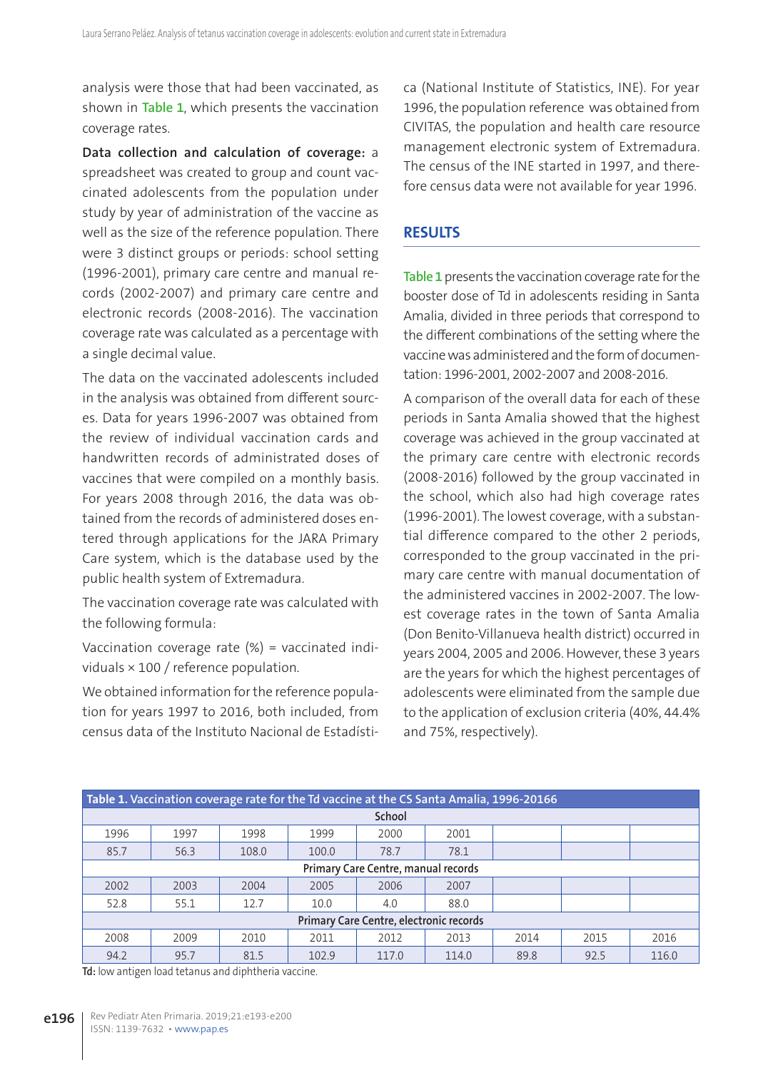analysis were those that had been vaccinated, as shown in **Table 1**, which presents the vaccination coverage rates.

**Data collection and calculation of coverage:** a spreadsheet was created to group and count vaccinated adolescents from the population under study by year of administration of the vaccine as well as the size of the reference population. There were 3 distinct groups or periods: school setting (1996-2001), primary care centre and manual records (2002-2007) and primary care centre and electronic records (2008-2016). The vaccination coverage rate was calculated as a percentage with a single decimal value.

The data on the vaccinated adolescents included in the analysis was obtained from different sources. Data for years 1996-2007 was obtained from the review of individual vaccination cards and handwritten records of administrated doses of vaccines that were compiled on a monthly basis. For years 2008 through 2016, the data was obtained from the records of administered doses entered through applications for the JARA Primary Care system, which is the database used by the public health system of Extremadura.

The vaccination coverage rate was calculated with the following formula:

Vaccination coverage rate (%) = vaccinated individuals × 100 / reference population.

We obtained information for the reference population for years 1997 to 2016, both included, from census data of the Instituto Nacional de Estadística (National Institute of Statistics, INE). For year 1996, the population reference was obtained from CIVITAS, the population and health care resource management electronic system of Extremadura. The census of the INE started in 1997, and therefore census data were not available for year 1996.

## RESULTS

**Table 1** presents the vaccination coverage rate for the booster dose of Td in adolescents residing in Santa Amalia, divided in three periods that correspond to the different combinations of the setting where the vaccine was administered and the form of documentation: 1996-2001, 2002-2007 and 2008-2016.

A comparison of the overall data for each of these periods in Santa Amalia showed that the highest coverage was achieved in the group vaccinated at the primary care centre with electronic records (2008-2016) followed by the group vaccinated in the school, which also had high coverage rates (1996-2001). The lowest coverage, with a substantial difference compared to the other 2 periods, corresponded to the group vaccinated in the primary care centre with manual documentation of the administered vaccines in 2002-2007. The lowest coverage rates in the town of Santa Amalia (Don Benito-Villanueva health district) occurred in years 2004, 2005 and 2006. However, these 3 years are the years for which the highest percentages of adolescents were eliminated from the sample due to the application of exclusion criteria (40%, 44.4% and 75%, respectively).

**Table 1.** Vaccination coverage rate for the Td vaccine at the CS Santa Amalia, 1996-20166

| School | | | | | | | | |
|---|---|---|---|---|---|---|---|---|
| 1996 | 1997 | 1998 | 1999 | 2000 | 2001 | | | |
| 85.7 | 56.3 | 108.0 | 100.0 | 78.7 | 78.1 | | | |
| **Primary Care Centre, manual records** | | | | | | | | |
| 2002 | 2003 | 2004 | 2005 | 2006 | 2007 | | | |
| 52.8 | 55.1 | 12.7 | 10.0 | 4.0 | 88.0 | | | |
| **Primary Care Centre, electronic records** | | | | | | | | |
| 2008 | 2009 | 2010 | 2011 | 2012 | 2013 | 2014 | 2015 | 2016 |
| 94.2 | 95.7 | 81.5 | 102.9 | 117.0 | 114.0 | 89.8 | 92.5 | 116.0 |

**Td:** low antigen load tetanus and diphtheria vaccine.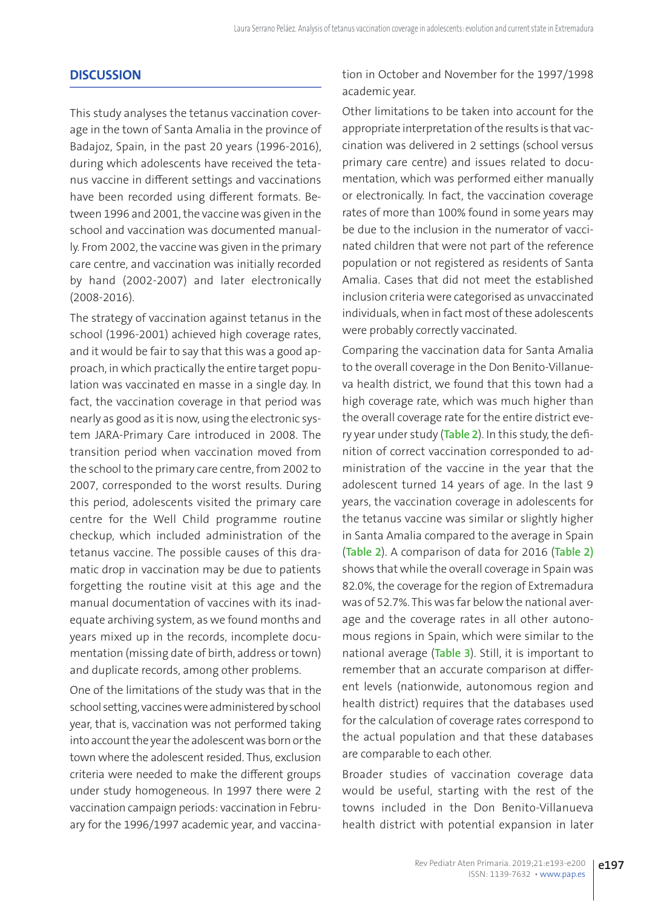## DISCUSSION

This study analyses the tetanus vaccination coverage in the town of Santa Amalia in the province of Badajoz, Spain, in the past 20 years (1996-2016), during which adolescents have received the tetanus vaccine in different settings and vaccinations have been recorded using different formats. Between 1996 and 2001, the vaccine was given in the school and vaccination was documented manually. From 2002, the vaccine was given in the primary care centre, and vaccination was initially recorded by hand (2002-2007) and later electronically (2008-2016).

The strategy of vaccination against tetanus in the school (1996-2001) achieved high coverage rates, and it would be fair to say that this was a good approach, in which practically the entire target population was vaccinated en masse in a single day. In fact, the vaccination coverage in that period was nearly as good as it is now, using the electronic system JARA-Primary Care introduced in 2008. The transition period when vaccination moved from the school to the primary care centre, from 2002 to 2007, corresponded to the worst results. During this period, adolescents visited the primary care centre for the Well Child programme routine checkup, which included administration of the tetanus vaccine. The possible causes of this dramatic drop in vaccination may be due to patients forgetting the routine visit at this age and the manual documentation of vaccines with its inadequate archiving system, as we found months and years mixed up in the records, incomplete documentation (missing date of birth, address or town) and duplicate records, among other problems.

One of the limitations of the study was that in the school setting, vaccines were administered by school year, that is, vaccination was not performed taking into account the year the adolescent was born or the town where the adolescent resided. Thus, exclusion criteria were needed to make the different groups under study homogeneous. In 1997 there were 2 vaccination campaign periods: vaccination in February for the 1996/1997 academic year, and vaccination in October and November for the 1997/1998 academic year.

Other limitations to be taken into account for the appropriate interpretation of the results is that vaccination was delivered in 2 settings (school versus primary care centre) and issues related to documentation, which was performed either manually or electronically. In fact, the vaccination coverage rates of more than 100% found in some years may be due to the inclusion in the numerator of vaccinated children that were not part of the reference population or not registered as residents of Santa Amalia. Cases that did not meet the established inclusion criteria were categorised as unvaccinated individuals, when in fact most of these adolescents were probably correctly vaccinated.

Comparing the vaccination data for Santa Amalia to the overall coverage in the Don Benito-Villanueva health district, we found that this town had a high coverage rate, which was much higher than the overall coverage rate for the entire district every year under study (**Table 2**). In this study, the definition of correct vaccination corresponded to administration of the vaccine in the year that the adolescent turned 14 years of age. In the last 9 years, the vaccination coverage in adolescents for the tetanus vaccine was similar or slightly higher in Santa Amalia compared to the average in Spain (**Table 2**). A comparison of data for 2016 (**Table 2**) shows that while the overall coverage in Spain was 82.0%, the coverage for the region of Extremadura was of 52.7%. This was far below the national average and the coverage rates in all other autonomous regions in Spain, which were similar to the national average (**Table 3**). Still, it is important to remember that an accurate comparison at different levels (nationwide, autonomous region and health district) requires that the databases used for the calculation of coverage rates correspond to the actual population and that these databases are comparable to each other.

Broader studies of vaccination coverage data would be useful, starting with the rest of the towns included in the Don Benito-Villanueva health district with potential expansion in later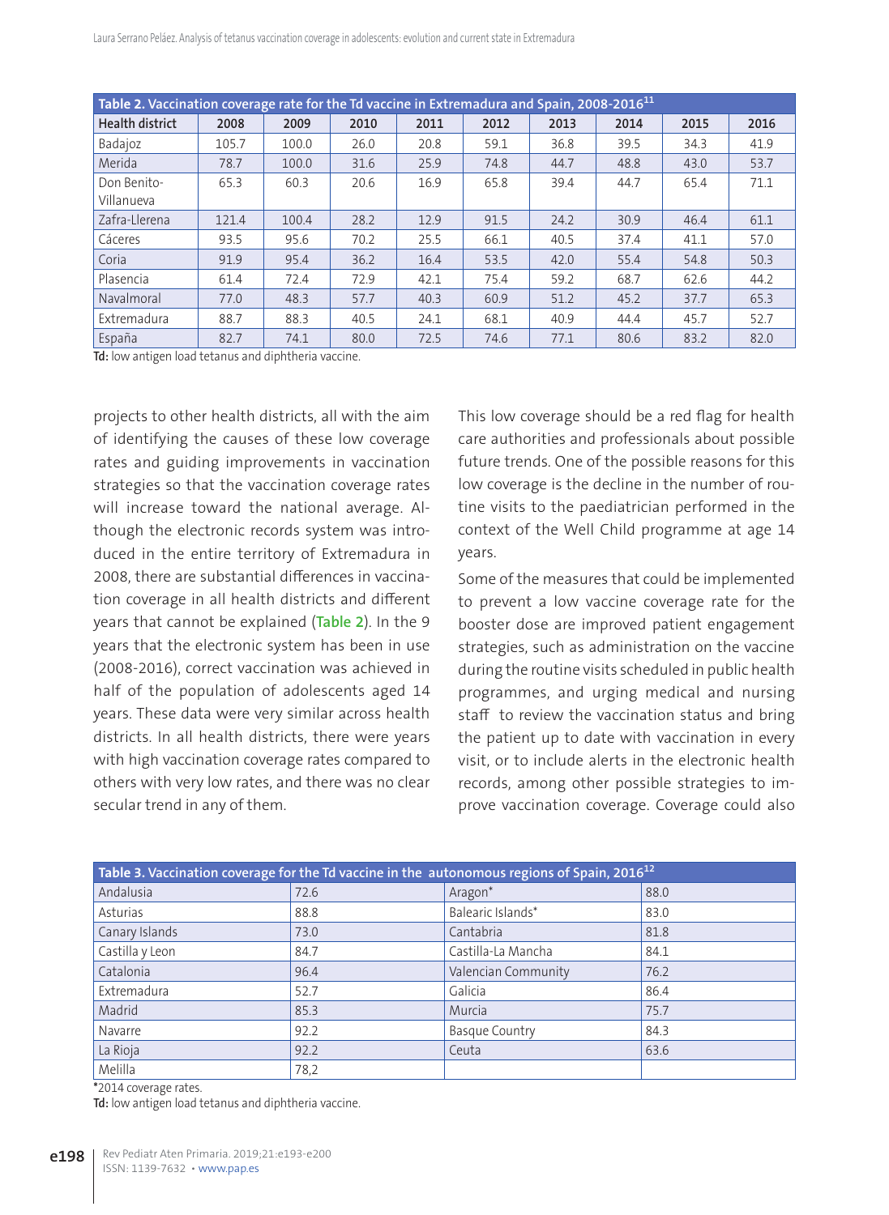**Table 2. Vaccination coverage rate for the Td vaccine in Extremadura and Spain, 2008-2016[11]**

| Health district | 2008 | 2009 | 2010 | 2011 | 2012 | 2013 | 2014 | 2015 | 2016 |
|---|---|---|---|---|---|---|---|---|---|
| Badajoz | 105.7 | 100.0 | 26.0 | 20.8 | 59.1 | 36.8 | 39.5 | 34.3 | 41.9 |
| Merida | 78.7 | 100.0 | 31.6 | 25.9 | 74.8 | 44.7 | 48.8 | 43.0 | 53.7 |
| Don Benito-Villanueva | 65.3 | 60.3 | 20.6 | 16.9 | 65.8 | 39.4 | 44.7 | 65.4 | 71.1 |
| Zafra-Llerena | 121.4 | 100.4 | 28.2 | 12.9 | 91.5 | 24.2 | 30.9 | 46.4 | 61.1 |
| Cáceres | 93.5 | 95.6 | 70.2 | 25.5 | 66.1 | 40.5 | 37.4 | 41.1 | 57.0 |
| Coria | 91.9 | 95.4 | 36.2 | 16.4 | 53.5 | 42.0 | 55.4 | 54.8 | 50.3 |
| Plasencia | 61.4 | 72.4 | 72.9 | 42.1 | 75.4 | 59.2 | 68.7 | 62.6 | 44.2 |
| Navalmoral | 77.0 | 48.3 | 57.7 | 40.3 | 60.9 | 51.2 | 45.2 | 37.7 | 65.3 |
| Extremadura | 88.7 | 88.3 | 40.5 | 24.1 | 68.1 | 40.9 | 44.4 | 45.7 | 52.7 |
| España | 82.7 | 74.1 | 80.0 | 72.5 | 74.6 | 77.1 | 80.6 | 83.2 | 82.0 |

**Td:** low antigen load tetanus and diphtheria vaccine.

projects to other health districts, all with the aim of identifying the causes of these low coverage rates and guiding improvements in vaccination strategies so that the vaccination coverage rates will increase toward the national average. Although the electronic records system was introduced in the entire territory of Extremadura in 2008, there are substantial differences in vaccination coverage in all health districts and different years that cannot be explained (**Table 2**). In the 9 years that the electronic system has been in use (2008-2016), correct vaccination was achieved in half of the population of adolescents aged 14 years. These data were very similar across health districts. In all health districts, there were years with high vaccination coverage rates compared to others with very low rates, and there was no clear secular trend in any of them.

This low coverage should be a red flag for health care authorities and professionals about possible future trends. One of the possible reasons for this low coverage is the decline in the number of routine visits to the paediatrician performed in the context of the Well Child programme at age 14 years.

Some of the measures that could be implemented to prevent a low vaccine coverage rate for the booster dose are improved patient engagement strategies, such as administration on the vaccine during the routine visits scheduled in public health programmes, and urging medical and nursing staff to review the vaccination status and bring the patient up to date with vaccination in every visit, or to include alerts in the electronic health records, among other possible strategies to improve vaccination coverage. Coverage could also

**Table 3. Vaccination coverage for the Td vaccine in the autonomous regions of Spain, 2016[12]**

| | | | |
|---|---|---|---|
| Andalusia | 72.6 | Aragon* | 88.0 |
| Asturias | 88.8 | Balearic Islands* | 83.0 |
| Canary Islands | 73.0 | Cantabria | 81.8 |
| Castilla y Leon | 84.7 | Castilla-La Mancha | 84.1 |
| Catalonia | 96.4 | Valencian Community | 76.2 |
| Extremadura | 52.7 | Galicia | 86.4 |
| Madrid | 85.3 | Murcia | 75.7 |
| Navarre | 92.2 | Basque Country | 84.3 |
| La Rioja | 92.2 | Ceuta | 63.6 |
| Melilla | 78,2 | | |

*2014 coverage rates.

**Td:** low antigen load tetanus and diphtheria vaccine.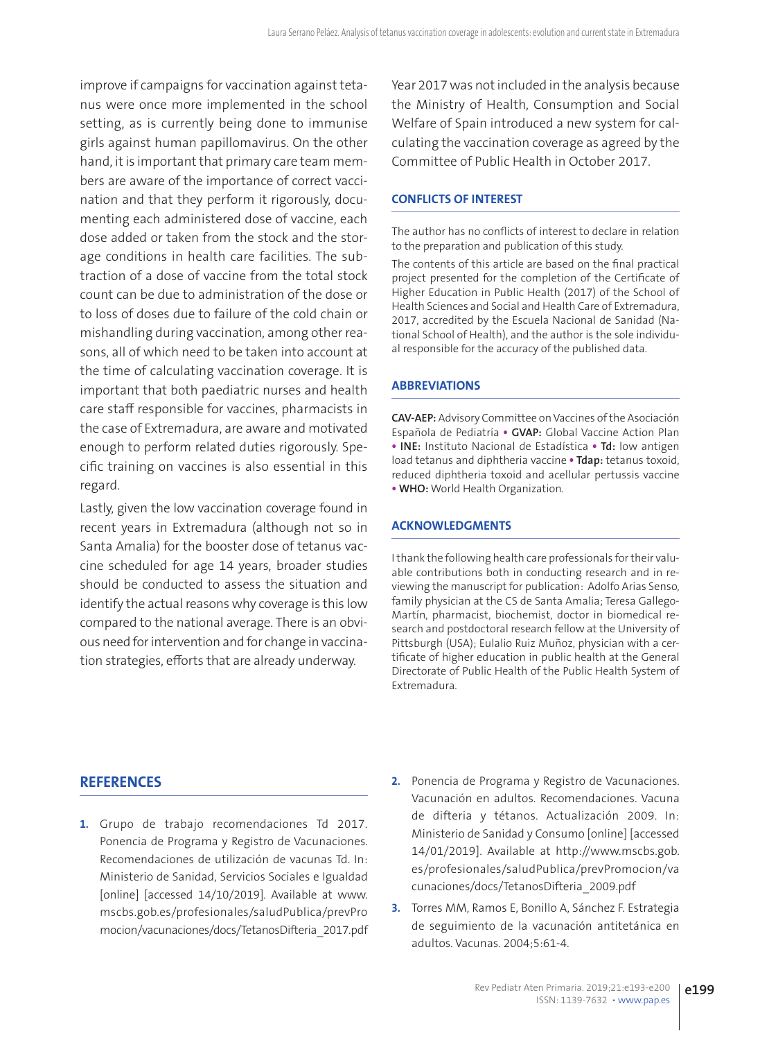improve if campaigns for vaccination against tetanus were once more implemented in the school setting, as is currently being done to immunise girls against human papillomavirus. On the other hand, it is important that primary care team members are aware of the importance of correct vaccination and that they perform it rigorously, documenting each administered dose of vaccine, each dose added or taken from the stock and the storage conditions in health care facilities. The subtraction of a dose of vaccine from the total stock count can be due to administration of the dose or to loss of doses due to failure of the cold chain or mishandling during vaccination, among other reasons, all of which need to be taken into account at the time of calculating vaccination coverage. It is important that both paediatric nurses and health care staff responsible for vaccines, pharmacists in the case of Extremadura, are aware and motivated enough to perform related duties rigorously. Specific training on vaccines is also essential in this regard.

Lastly, given the low vaccination coverage found in recent years in Extremadura (although not so in Santa Amalia) for the booster dose of tetanus vaccine scheduled for age 14 years, broader studies should be conducted to assess the situation and identify the actual reasons why coverage is this low compared to the national average. There is an obvious need for intervention and for change in vaccination strategies, efforts that are already underway.

Year 2017 was not included in the analysis because the Ministry of Health, Consumption and Social Welfare of Spain introduced a new system for calculating the vaccination coverage as agreed by the Committee of Public Health in October 2017.

## CONFLICTS OF INTEREST

The author has no conflicts of interest to declare in relation to the preparation and publication of this study.

The contents of this article are based on the final practical project presented for the completion of the Certificate of Higher Education in Public Health (2017) of the School of Health Sciences and Social and Health Care of Extremadura, 2017, accredited by the Escuela Nacional de Sanidad (National School of Health), and the author is the sole individual responsible for the accuracy of the published data.

## ABBREVIATIONS

**CAV-AEP:** Advisory Committee on Vaccines of the Asociación Española de Pediatría • **GVAP:** Global Vaccine Action Plan • **INE:** Instituto Nacional de Estadística • **Td:** low antigen load tetanus and diphtheria vaccine • **Tdap:** tetanus toxoid, reduced diphtheria toxoid and acellular pertussis vaccine • **WHO:** World Health Organization.

## ACKNOWLEDGMENTS

I thank the following health care professionals for their valuable contributions both in conducting research and in reviewing the manuscript for publication: Adolfo Arias Senso, family physician at the CS de Santa Amalia; Teresa Gallego-Martín, pharmacist, biochemist, doctor in biomedical research and postdoctoral research fellow at the University of Pittsburgh (USA); Eulalio Ruiz Muñoz, physician with a certificate of higher education in public health at the General Directorate of Public Health of the Public Health System of Extremadura.

## REFERENCES

1. Grupo de trabajo recomendaciones Td 2017. Ponencia de Programa y Registro de Vacunaciones. Recomendaciones de utilización de vacunas Td. In: Ministerio de Sanidad, Servicios Sociales e Igualdad [online] [accessed 14/10/2019]. Available at www.mscbs.gob.es/profesionales/saludPublica/prevPromocion/vacunaciones/docs/TetanosDifteria_2017.pdf
2. Ponencia de Programa y Registro de Vacunaciones. Vacunación en adultos. Recomendaciones. Vacuna de difteria y tétanos. Actualización 2009. In: Ministerio de Sanidad y Consumo [online] [accessed 14/01/2019]. Available at http://www.mscbs.gob.es/profesionales/saludPublica/prevPromocion/vacunaciones/docs/TetanosDifteria_2009.pdf
3. Torres MM, Ramos E, Bonillo A, Sánchez F. Estrategia de seguimiento de la vacunación antitetánica en adultos. Vacunas. 2004;5:61-4.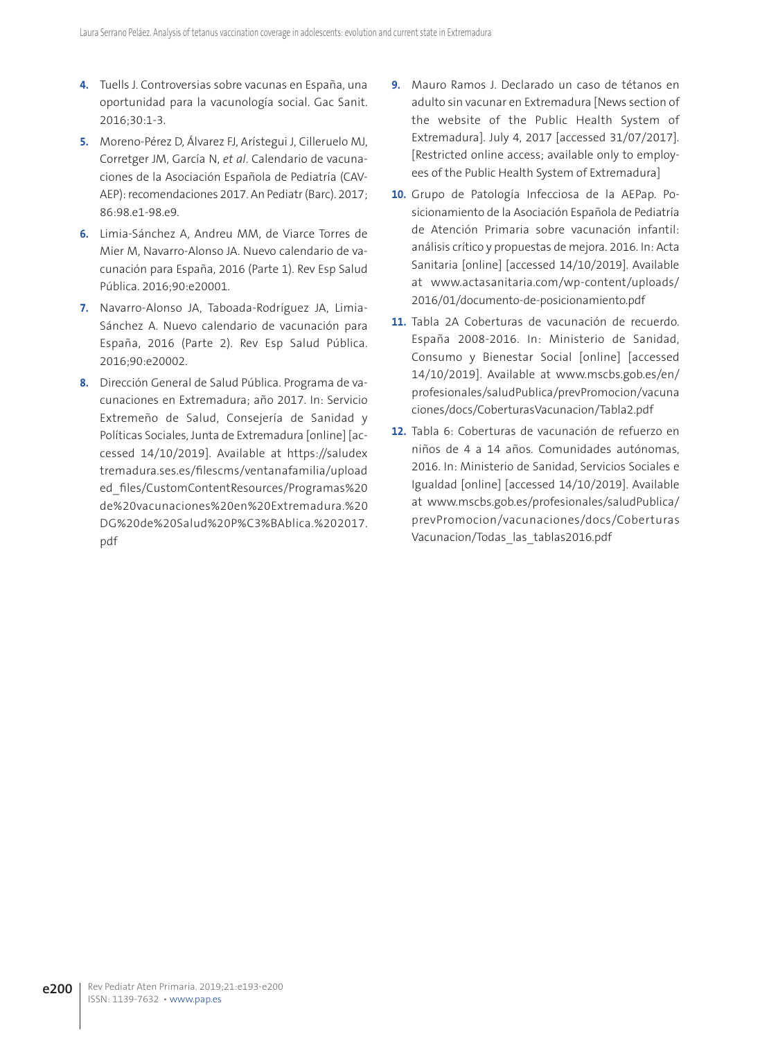4. Tuells J. Controversias sobre vacunas en España, una oportunidad para la vacunología social. Gac Sanit. 2016;30:1-3.

5. Moreno-Pérez D, Álvarez FJ, Arístegui J, Cilleruelo MJ, Corretger JM, García N, *et al*. Calendario de vacunaciones de la Asociación Española de Pediatría (CAV-AEP): recomendaciones 2017. An Pediatr (Barc). 2017; 86:98.e1-98.e9.

6. Limia-Sánchez A, Andreu MM, de Viarce Torres de Mier M, Navarro-Alonso JA. Nuevo calendario de vacunación para España, 2016 (Parte 1). Rev Esp Salud Pública. 2016;90:e20001.

7. Navarro-Alonso JA, Taboada-Rodríguez JA, Limia-Sánchez A. Nuevo calendario de vacunación para España, 2016 (Parte 2). Rev Esp Salud Pública. 2016;90:e20002.

8. Dirección General de Salud Pública. Programa de vacunaciones en Extremadura; año 2017. In: Servicio Extremeño de Salud, Consejería de Sanidad y Políticas Sociales, Junta de Extremadura [online] [accessed 14/10/2019]. Available at https://saludextremadura.ses.es/filescms/ventanafamilia/uploaded_files/CustomContentResources/Programas%20de%20vacunaciones%20en%20Extremadura.%20DG%20de%20Salud%20P%C3%BAblica.%202017.pdf

9. Mauro Ramos J. Declarado un caso de tétanos en adulto sin vacunar en Extremadura [News section of the website of the Public Health System of Extremadura]. July 4, 2017 [accessed 31/07/2017]. [Restricted online access; available only to employees of the Public Health System of Extremadura]

10. Grupo de Patología Infecciosa de la AEPap. Posicionamiento de la Asociación Española de Pediatría de Atención Primaria sobre vacunación infantil: análisis crítico y propuestas de mejora. 2016. In: Acta Sanitaria [online] [accessed 14/10/2019]. Available at www.actasanitaria.com/wp-content/uploads/2016/01/documento-de-posicionamiento.pdf

11. Tabla 2A Coberturas de vacunación de recuerdo. España 2008-2016. In: Ministerio de Sanidad, Consumo y Bienestar Social [online] [accessed 14/10/2019]. Available at www.mscbs.gob.es/en/profesionales/saludPublica/prevPromocion/vacunaciones/docs/CoberturasVacunacion/Tabla2.pdf

12. Tabla 6: Coberturas de vacunación de refuerzo en niños de 4 a 14 años. Comunidades autónomas, 2016. In: Ministerio de Sanidad, Servicios Sociales e Igualdad [online] [accessed 14/10/2019]. Available at www.mscbs.gob.es/profesionales/saludPublica/prevPromocion/vacunaciones/docs/CoberturasVacunacion/Todas_las_tablas2016.pdf